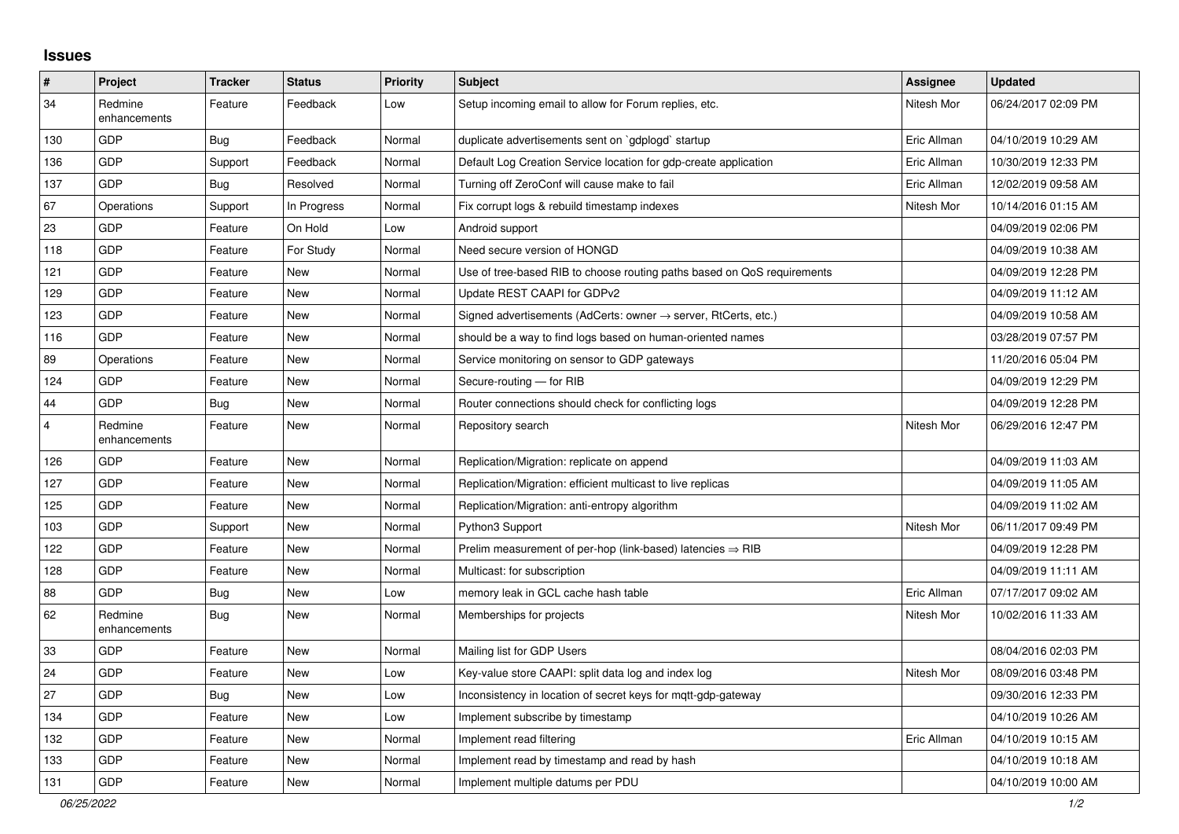## Issues

| # | Project | Tracker | Status | Priority | Subject | Assignee | Updated |
|---|---|---|---|---|---|---|---|
| 34 | Redmine enhancements | Feature | Feedback | Low | Setup incoming email to allow for Forum replies, etc. | Nitesh Mor | 06/24/2017 02:09 PM |
| 130 | GDP | Bug | Feedback | Normal | duplicate advertisements sent on `gdplogd` startup | Eric Allman | 04/10/2019 10:29 AM |
| 136 | GDP | Support | Feedback | Normal | Default Log Creation Service location for gdp-create application | Eric Allman | 10/30/2019 12:33 PM |
| 137 | GDP | Bug | Resolved | Normal | Turning off ZeroConf will cause make to fail | Eric Allman | 12/02/2019 09:58 AM |
| 67 | Operations | Support | In Progress | Normal | Fix corrupt logs & rebuild timestamp indexes | Nitesh Mor | 10/14/2016 01:15 AM |
| 23 | GDP | Feature | On Hold | Low | Android support | | 04/09/2019 02:06 PM |
| 118 | GDP | Feature | For Study | Normal | Need secure version of HONGD | | 04/09/2019 10:38 AM |
| 121 | GDP | Feature | New | Normal | Use of tree-based RIB to choose routing paths based on QoS requirements | | 04/09/2019 12:28 PM |
| 129 | GDP | Feature | New | Normal | Update REST CAAPI for GDPv2 | | 04/09/2019 11:12 AM |
| 123 | GDP | Feature | New | Normal | Signed advertisements (AdCerts: owner → server, RtCerts, etc.) | | 04/09/2019 10:58 AM |
| 116 | GDP | Feature | New | Normal | should be a way to find logs based on human-oriented names | | 03/28/2019 07:57 PM |
| 89 | Operations | Feature | New | Normal | Service monitoring on sensor to GDP gateways | | 11/20/2016 05:04 PM |
| 124 | GDP | Feature | New | Normal | Secure-routing — for RIB | | 04/09/2019 12:29 PM |
| 44 | GDP | Bug | New | Normal | Router connections should check for conflicting logs | | 04/09/2019 12:28 PM |
| 4 | Redmine enhancements | Feature | New | Normal | Repository search | Nitesh Mor | 06/29/2016 12:47 PM |
| 126 | GDP | Feature | New | Normal | Replication/Migration: replicate on append | | 04/09/2019 11:03 AM |
| 127 | GDP | Feature | New | Normal | Replication/Migration: efficient multicast to live replicas | | 04/09/2019 11:05 AM |
| 125 | GDP | Feature | New | Normal | Replication/Migration: anti-entropy algorithm | | 04/09/2019 11:02 AM |
| 103 | GDP | Support | New | Normal | Python3 Support | Nitesh Mor | 06/11/2017 09:49 PM |
| 122 | GDP | Feature | New | Normal | Prelim measurement of per-hop (link-based) latencies ⇒ RIB | | 04/09/2019 12:28 PM |
| 128 | GDP | Feature | New | Normal | Multicast: for subscription | | 04/09/2019 11:11 AM |
| 88 | GDP | Bug | New | Low | memory leak in GCL cache hash table | Eric Allman | 07/17/2017 09:02 AM |
| 62 | Redmine enhancements | Bug | New | Normal | Memberships for projects | Nitesh Mor | 10/02/2016 11:33 AM |
| 33 | GDP | Feature | New | Normal | Mailing list for GDP Users | | 08/04/2016 02:03 PM |
| 24 | GDP | Feature | New | Low | Key-value store CAAPI: split data log and index log | Nitesh Mor | 08/09/2016 03:48 PM |
| 27 | GDP | Bug | New | Low | Inconsistency in location of secret keys for mqtt-gdp-gateway | | 09/30/2016 12:33 PM |
| 134 | GDP | Feature | New | Low | Implement subscribe by timestamp | | 04/10/2019 10:26 AM |
| 132 | GDP | Feature | New | Normal | Implement read filtering | Eric Allman | 04/10/2019 10:15 AM |
| 133 | GDP | Feature | New | Normal | Implement read by timestamp and read by hash | | 04/10/2019 10:18 AM |
| 131 | GDP | Feature | New | Normal | Implement multiple datums per PDU | | 04/10/2019 10:00 AM |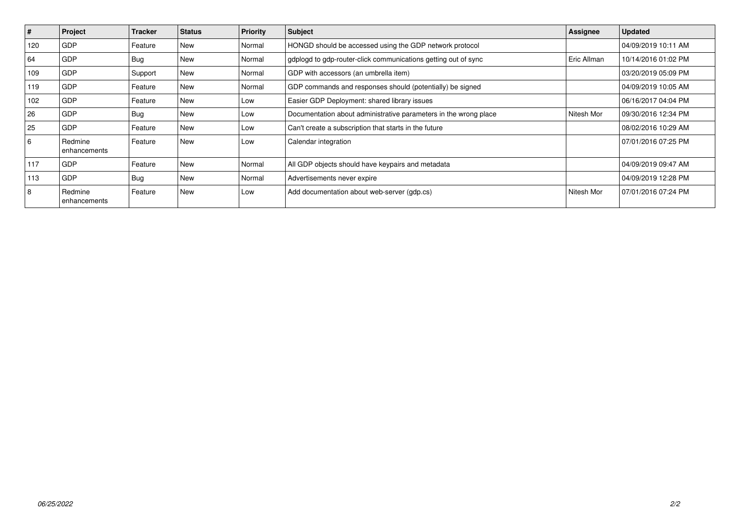| # | Project | Tracker | Status | Priority | Subject | Assignee | Updated |
|---|---|---|---|---|---|---|---|
| 120 | GDP | Feature | New | Normal | HONGD should be accessed using the GDP network protocol | | 04/09/2019 10:11 AM |
| 64 | GDP | Bug | New | Normal | gdplogd to gdp-router-click communications getting out of sync | Eric Allman | 10/14/2016 01:02 PM |
| 109 | GDP | Support | New | Normal | GDP with accessors (an umbrella item) | | 03/20/2019 05:09 PM |
| 119 | GDP | Feature | New | Normal | GDP commands and responses should (potentially) be signed | | 04/09/2019 10:05 AM |
| 102 | GDP | Feature | New | Low | Easier GDP Deployment: shared library issues | | 06/16/2017 04:04 PM |
| 26 | GDP | Bug | New | Low | Documentation about administrative parameters in the wrong place | Nitesh Mor | 09/30/2016 12:34 PM |
| 25 | GDP | Feature | New | Low | Can't create a subscription that starts in the future | | 08/02/2016 10:29 AM |
| 6 | Redmine enhancements | Feature | New | Low | Calendar integration | | 07/01/2016 07:25 PM |
| 117 | GDP | Feature | New | Normal | All GDP objects should have keypairs and metadata | | 04/09/2019 09:47 AM |
| 113 | GDP | Bug | New | Normal | Advertisements never expire | | 04/09/2019 12:28 PM |
| 8 | Redmine enhancements | Feature | New | Low | Add documentation about web-server (gdp.cs) | Nitesh Mor | 07/01/2016 07:24 PM |